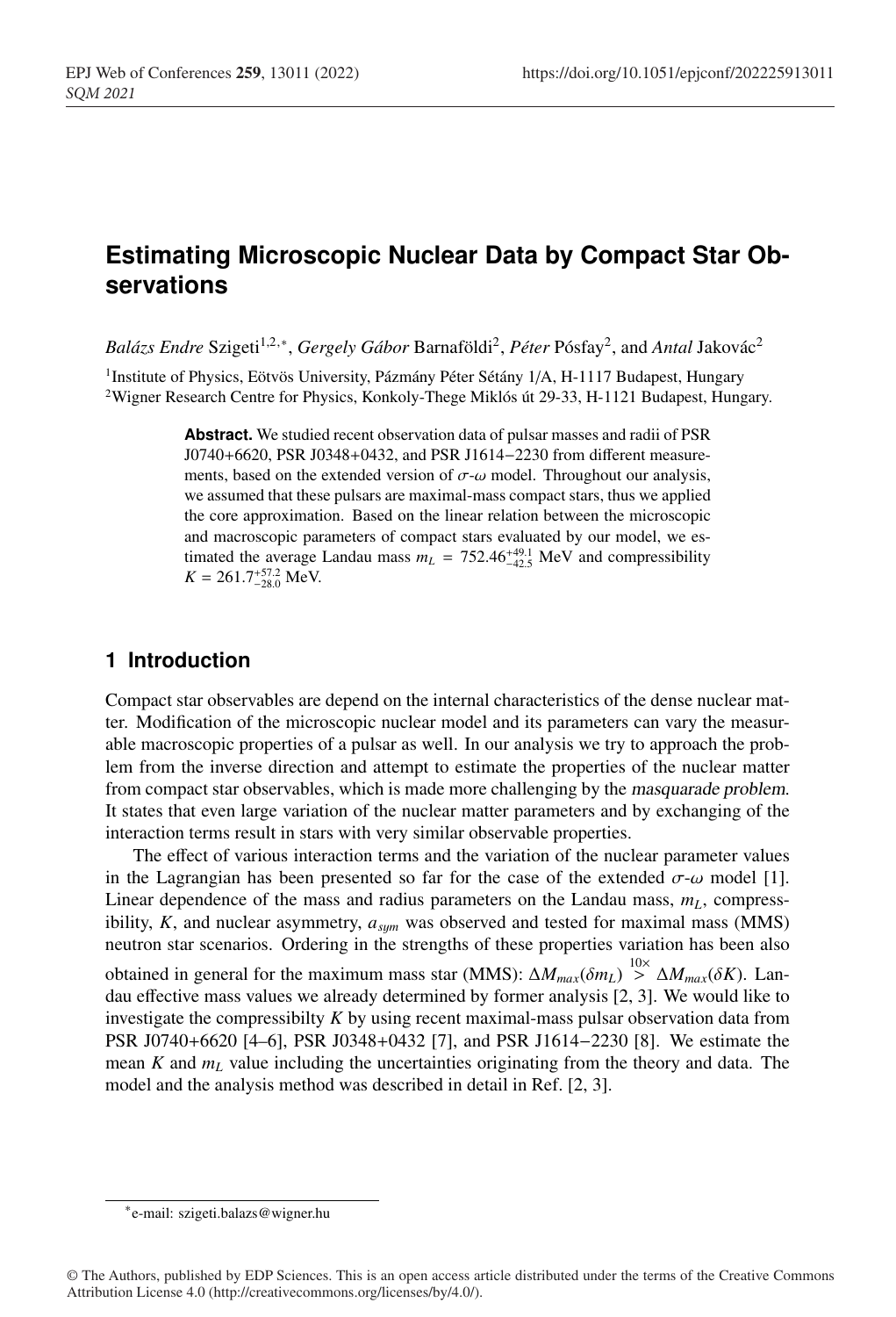# Estimating Microscopic Nuclear Data by Compact Star Observations

*Balázs Endre* Szigeti[1,2,*], *Gergely Gábor* Barnaföldi[2], *Péter* Pósfay[2], and *Antal* Jakovác[2]

[1]Institute of Physics, Eötvös University, Pázmány Péter Sétány 1/A, H-1117 Budapest, Hungary
[2]Wigner Research Centre for Physics, Konkoly-Thege Miklós út 29-33, H-1121 Budapest, Hungary.

**Abstract.** We studied recent observation data of pulsar masses and radii of PSR J0740+6620, PSR J0348+0432, and PSR J1614−2230 from different measurements, based on the extended version of $\sigma$-$\omega$ model. Throughout our analysis, we assumed that these pulsars are maximal-mass compact stars, thus we applied the core approximation. Based on the linear relation between the microscopic and macroscopic parameters of compact stars evaluated by our model, we estimated the average Landau mass $m_L = 752.46^{+49.1}_{-42.5}$ MeV and compressibility $K = 261.7^{+57.2}_{-28.0}$ MeV.

## 1 Introduction

Compact star observables are depend on the internal characteristics of the dense nuclear matter. Modification of the microscopic nuclear model and its parameters can vary the measurable macroscopic properties of a pulsar as well. In our analysis we try to approach the problem from the inverse direction and attempt to estimate the properties of the nuclear matter from compact star observables, which is made more challenging by the *masquarade problem*. It states that even large variation of the nuclear matter parameters and by exchanging of the interaction terms result in stars with very similar observable properties.

The effect of various interaction terms and the variation of the nuclear parameter values in the Lagrangian has been presented so far for the case of the extended $\sigma$-$\omega$ model [1]. Linear dependence of the mass and radius parameters on the Landau mass, $m_L$, compressibility, $K$, and nuclear asymmetry, $a_{sym}$ was observed and tested for maximal mass (MMS) neutron star scenarios. Ordering in the strengths of these properties variation has been also obtained in general for the maximum mass star (MMS): $\Delta M_{max}(\delta m_L) \overset{10\times}{>} \Delta M_{max}(\delta K)$. Landau effective mass values we already determined by former analysis [2, 3]. We would like to investigate the compressibilty $K$ by using recent maximal-mass pulsar observation data from PSR J0740+6620 [4–6], PSR J0348+0432 [7], and PSR J1614−2230 [8]. We estimate the mean $K$ and $m_L$ value including the uncertainties originating from the theory and data. The model and the analysis method was described in detail in Ref. [2, 3].

*e-mail: szigeti.balazs@wigner.hu

© The Authors, published by EDP Sciences. This is an open access article distributed under the terms of the Creative Commons Attribution License 4.0 (http://creativecommons.org/licenses/by/4.0/).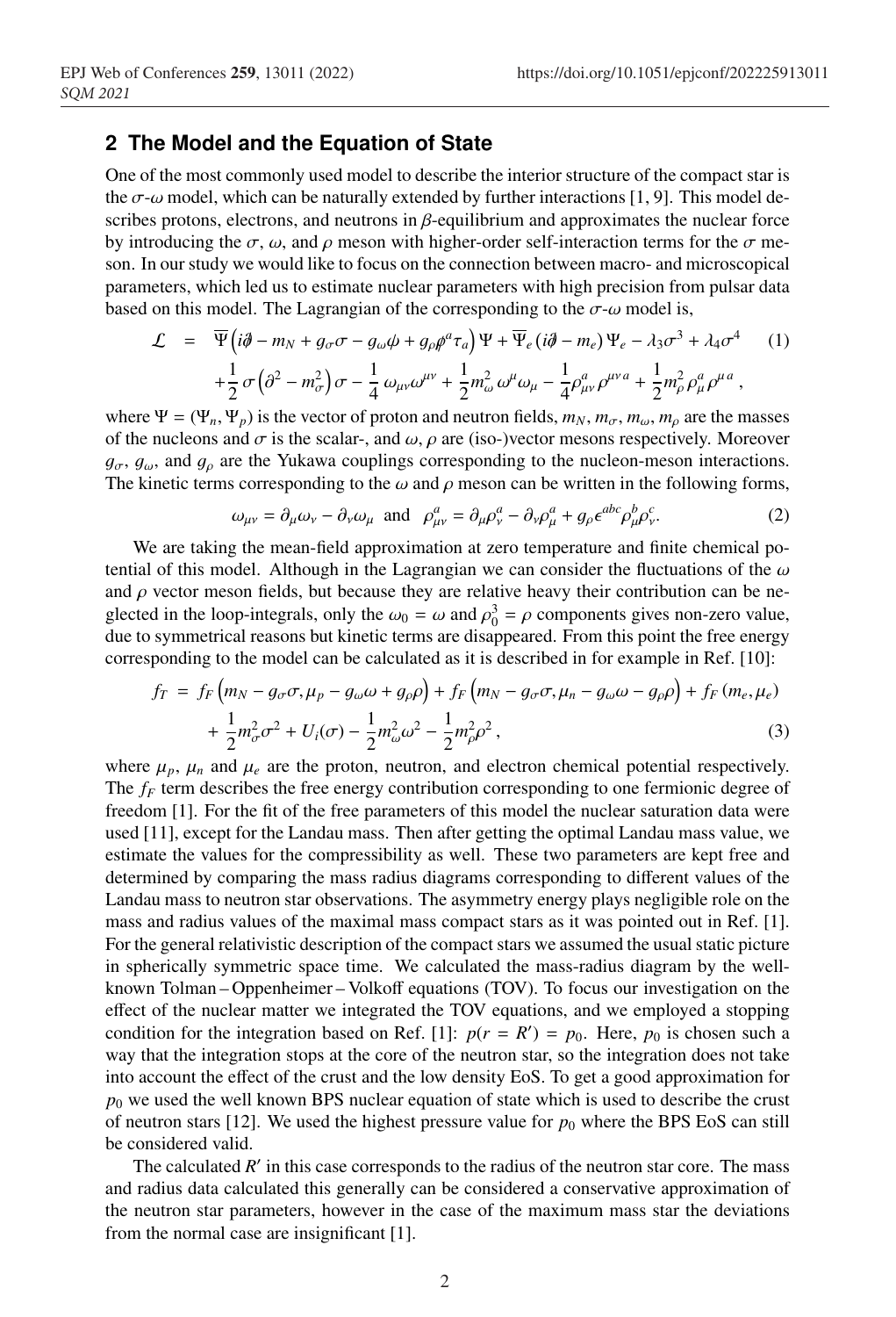## 2 The Model and the Equation of State

One of the most commonly used model to describe the interior structure of the compact star is the $\sigma$-$\omega$ model, which can be naturally extended by further interactions [1, 9]. This model describes protons, electrons, and neutrons in $\beta$-equilibrium and approximates the nuclear force by introducing the $\sigma$, $\omega$, and $\rho$ meson with higher-order self-interaction terms for the $\sigma$ meson. In our study we would like to focus on the connection between macro- and microscopical parameters, which led us to estimate nuclear parameters with high precision from pulsar data based on this model. The Lagrangian of the corresponding to the $\sigma$-$\omega$ model is,

$$
\begin{aligned}
\mathcal{L} \;=\; & \overline{\Psi}\left(i\partial\!\!\!/ - m_N + g_\sigma \sigma - g_\omega \omega\!\!\!/ + g_\rho \rho\!\!\!/^a \tau_a\right)\Psi + \overline{\Psi}_e\left(i\partial\!\!\!/ - m_e\right)\Psi_e - \lambda_3 \sigma^3 + \lambda_4 \sigma^4 \qquad (1)\\
& + \frac{1}{2}\,\sigma\left(\partial^2 - m_\sigma^2\right)\sigma - \frac{1}{4}\,\omega_{\mu\nu}\omega^{\mu\nu} + \frac{1}{2} m_\omega^2\,\omega^\mu \omega_\mu - \frac{1}{4}\rho^a_{\mu\nu}\rho^{\mu\nu\,a} + \frac{1}{2} m_\rho^2\,\rho^a_\mu \rho^{\mu\,a}\,,
\end{aligned}
$$

where $\Psi = (\Psi_n, \Psi_p)$ is the vector of proton and neutron fields, $m_N$, $m_\sigma$, $m_\omega$, $m_\rho$ are the masses of the nucleons and $\sigma$ is the scalar-, and $\omega$, $\rho$ are (iso-)vector mesons respectively. Moreover $g_\sigma$, $g_\omega$, and $g_\rho$ are the Yukawa couplings corresponding to the nucleon-meson interactions. The kinetic terms corresponding to the $\omega$ and $\rho$ meson can be written in the following forms,

$$
\omega_{\mu\nu} = \partial_\mu \omega_\nu - \partial_\nu \omega_\mu \quad \text{and} \quad \rho^a_{\mu\nu} = \partial_\mu \rho^a_\nu - \partial_\nu \rho^a_\mu + g_\rho \epsilon^{abc} \rho^b_\mu \rho^c_\nu. \qquad (2)
$$

We are taking the mean-field approximation at zero temperature and finite chemical potential of this model. Although in the Lagrangian we can consider the fluctuations of the $\omega$ and $\rho$ vector meson fields, but because they are relative heavy their contribution can be neglected in the loop-integrals, only the $\omega_0 = \omega$ and $\rho_0^3 = \rho$ components gives non-zero value, due to symmetrical reasons but kinetic terms are disappeared. From this point the free energy corresponding to the model can be calculated as it is described in for example in Ref. [10]:

$$
\begin{aligned}
f_T \;=\; & f_F\left(m_N - g_\sigma\sigma, \mu_p - g_\omega\omega + g_\rho\rho\right) + f_F\left(m_N - g_\sigma\sigma, \mu_n - g_\omega\omega - g_\rho\rho\right) + f_F\left(m_e, \mu_e\right)\\
& + \frac{1}{2} m_\sigma^2 \sigma^2 + U_i(\sigma) - \frac{1}{2} m_\omega^2 \omega^2 - \frac{1}{2} m_\rho^2 \rho^2\,, \qquad (3)
\end{aligned}
$$

where $\mu_p$, $\mu_n$ and $\mu_e$ are the proton, neutron, and electron chemical potential respectively. The $f_F$ term describes the free energy contribution corresponding to one fermionic degree of freedom [1]. For the fit of the free parameters of this model the nuclear saturation data were used [11], except for the Landau mass. Then after getting the optimal Landau mass value, we estimate the values for the compressibility as well. These two parameters are kept free and determined by comparing the mass radius diagrams corresponding to different values of the Landau mass to neutron star observations. The asymmetry energy plays negligible role on the mass and radius values of the maximal mass compact stars as it was pointed out in Ref. [1]. For the general relativistic description of the compact stars we assumed the usual static picture in spherically symmetric space time. We calculated the mass-radius diagram by the well-known Tolman – Oppenheimer – Volkoff equations (TOV). To focus our investigation on the effect of the nuclear matter we integrated the TOV equations, and we employed a stopping condition for the integration based on Ref. [1]: $p(r = R') = p_0$. Here, $p_0$ is chosen such a way that the integration stops at the core of the neutron star, so the integration does not take into account the effect of the crust and the low density EoS. To get a good approximation for $p_0$ we used the well known BPS nuclear equation of state which is used to describe the crust of neutron stars [12]. We used the highest pressure value for $p_0$ where the BPS EoS can still be considered valid.

The calculated $R'$ in this case corresponds to the radius of the neutron star core. The mass and radius data calculated this generally can be considered a conservative approximation of the neutron star parameters, however in the case of the maximum mass star the deviations from the normal case are insignificant [1].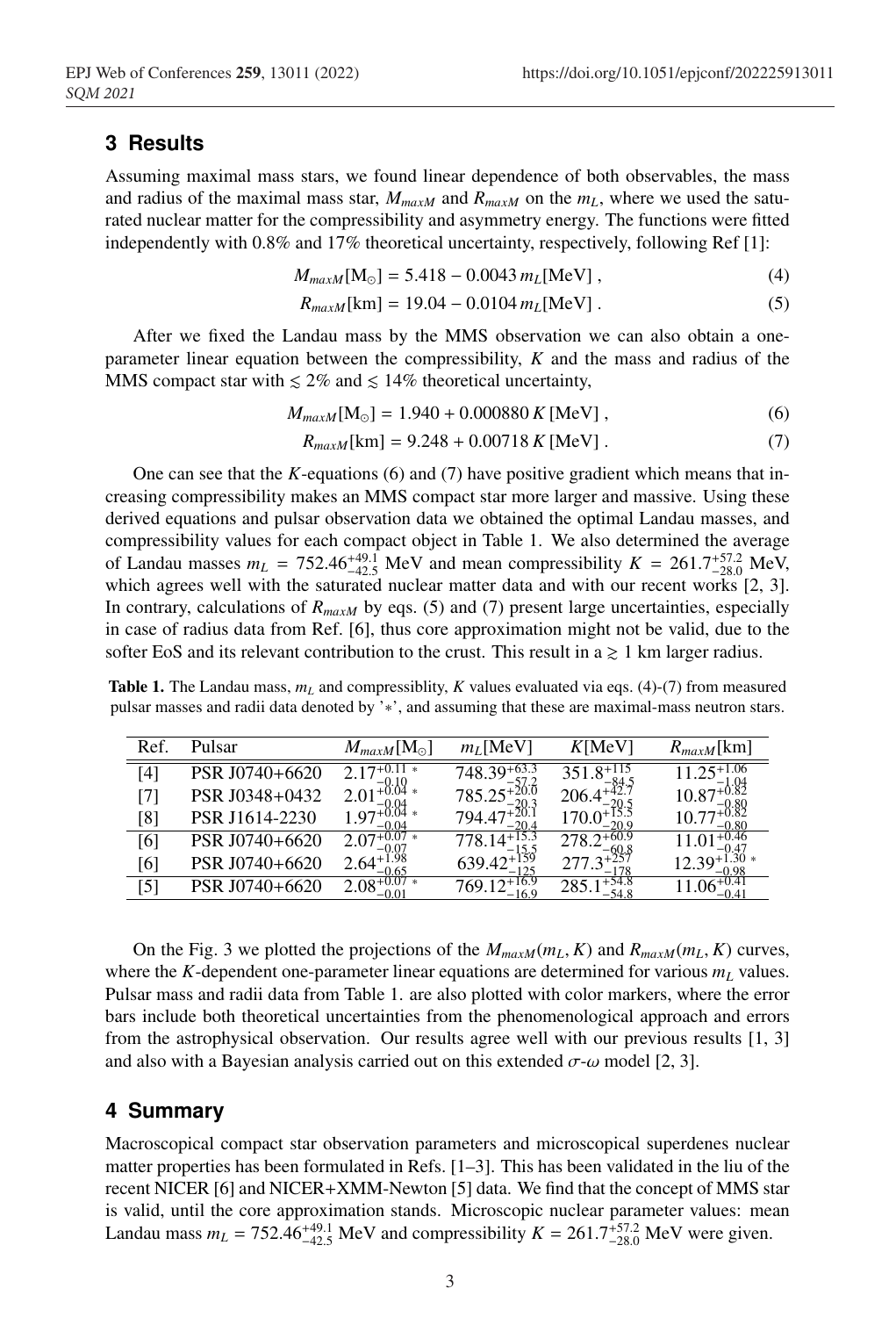## 3 Results

Assuming maximal mass stars, we found linear dependence of both observables, the mass and radius of the maximal mass star, $M_{maxM}$ and $R_{maxM}$ on the $m_L$, where we used the saturated nuclear matter for the compressibility and asymmetry energy. The functions were fitted independently with 0.8% and 17% theoretical uncertainty, respectively, following Ref [1]:

$$M_{maxM}[\mathrm{M}_\odot] = 5.418 - 0.0043\, m_L[\mathrm{MeV}]\,, \tag{4}$$

$$R_{maxM}[\mathrm{km}] = 19.04 - 0.0104\, m_L[\mathrm{MeV}]\,. \tag{5}$$

After we fixed the Landau mass by the MMS observation we can also obtain a one-parameter linear equation between the compressibility, $K$ and the mass and radius of the MMS compact star with $\lesssim 2\%$ and $\lesssim 14\%$ theoretical uncertainty,

$$M_{maxM}[\mathrm{M}_\odot] = 1.940 + 0.000880\, K\,[\mathrm{MeV}]\,, \tag{6}$$

$$R_{maxM}[\mathrm{km}] = 9.248 + 0.00718\, K\,[\mathrm{MeV}]\,. \tag{7}$$

One can see that the $K$-equations (6) and (7) have positive gradient which means that increasing compressibility makes an MMS compact star more larger and massive. Using these derived equations and pulsar observation data we obtained the optimal Landau masses, and compressibility values for each compact object in Table 1. We also determined the average of Landau masses $m_L = 752.46^{+49.1}_{-42.5}$ MeV and mean compressibility $K = 261.7^{+57.2}_{-28.0}$ MeV, which agrees well with the saturated nuclear matter data and with our recent works [2, 3]. In contrary, calculations of $R_{maxM}$ by eqs. (5) and (7) present large uncertainties, especially in case of radius data from Ref. [6], thus core approximation might not be valid, due to the softer EoS and its relevant contribution to the crust. This result in a $\gtrsim 1$ km larger radius.

**Table 1.** The Landau mass, $m_L$ and compressiblity, $K$ values evaluated via eqs. (4)-(7) from measured pulsar masses and radii data denoted by '$*$', and assuming that these are maximal-mass neutron stars.

| Ref. | Pulsar | $M_{maxM}[\mathrm{M}_\odot]$ | $m_L$[MeV] | $K$[MeV] | $R_{maxM}$[km] |
|---|---|---|---|---|---|
| [4] | PSR J0740+6620 | $2.17^{+0.11}_{-0.10}$ * | $748.39^{+63.3}_{-57.2}$ | $351.8^{+115}_{-84.5}$ | $11.25^{+1.06}_{-1.04}$ |
| [7] | PSR J0348+0432 | $2.01^{+0.04}_{-0.04}$ * | $785.25^{+20.0}_{-20.3}$ | $206.4^{+42.7}_{-20.5}$ | $10.87^{+0.82}_{-0.80}$ |
| [8] | PSR J1614-2230 | $1.97^{+0.04}_{-0.04}$ * | $794.47^{+20.1}_{-20.4}$ | $170.0^{+15.5}_{-20.9}$ | $10.77^{+0.82}_{-0.80}$ |
| [6] | PSR J0740+6620 | $2.07^{+0.07}_{-0.07}$ * | $778.14^{+15.3}_{-15.5}$ | $278.2^{+60.9}_{-60.8}$ | $11.01^{+0.46}_{-0.47}$ |
| [6] | PSR J0740+6620 | $2.64^{+1.98}_{-0.65}$ | $639.42^{+159}_{-125}$ | $277.3^{+257}_{-178}$ | $12.39^{+1.30}_{-0.98}$ * |
| [5] | PSR J0740+6620 | $2.08^{+0.07}_{-0.01}$ * | $769.12^{+16.9}_{-16.9}$ | $285.1^{+54.8}_{-54.8}$ | $11.06^{+0.41}_{-0.41}$ |

On the Fig. 3 we plotted the projections of the $M_{maxM}(m_L, K)$ and $R_{maxM}(m_L, K)$ curves, where the $K$-dependent one-parameter linear equations are determined for various $m_L$ values. Pulsar mass and radii data from Table 1. are also plotted with color markers, where the error bars include both theoretical uncertainties from the phenomenological approach and errors from the astrophysical observation. Our results agree well with our previous results [1, 3] and also with a Bayesian analysis carried out on this extended $\sigma$-$\omega$ model [2, 3].

## 4 Summary

Macroscopical compact star observation parameters and microscopical superdenes nuclear matter properties has been formulated in Refs. [1–3]. This has been validated in the liu of the recent NICER [6] and NICER+XMM-Newton [5] data. We find that the concept of MMS star is valid, until the core approximation stands. Microscopic nuclear parameter values: mean Landau mass $m_L = 752.46^{+49.1}_{-42.5}$ MeV and compressibility $K = 261.7^{+57.2}_{-28.0}$ MeV were given.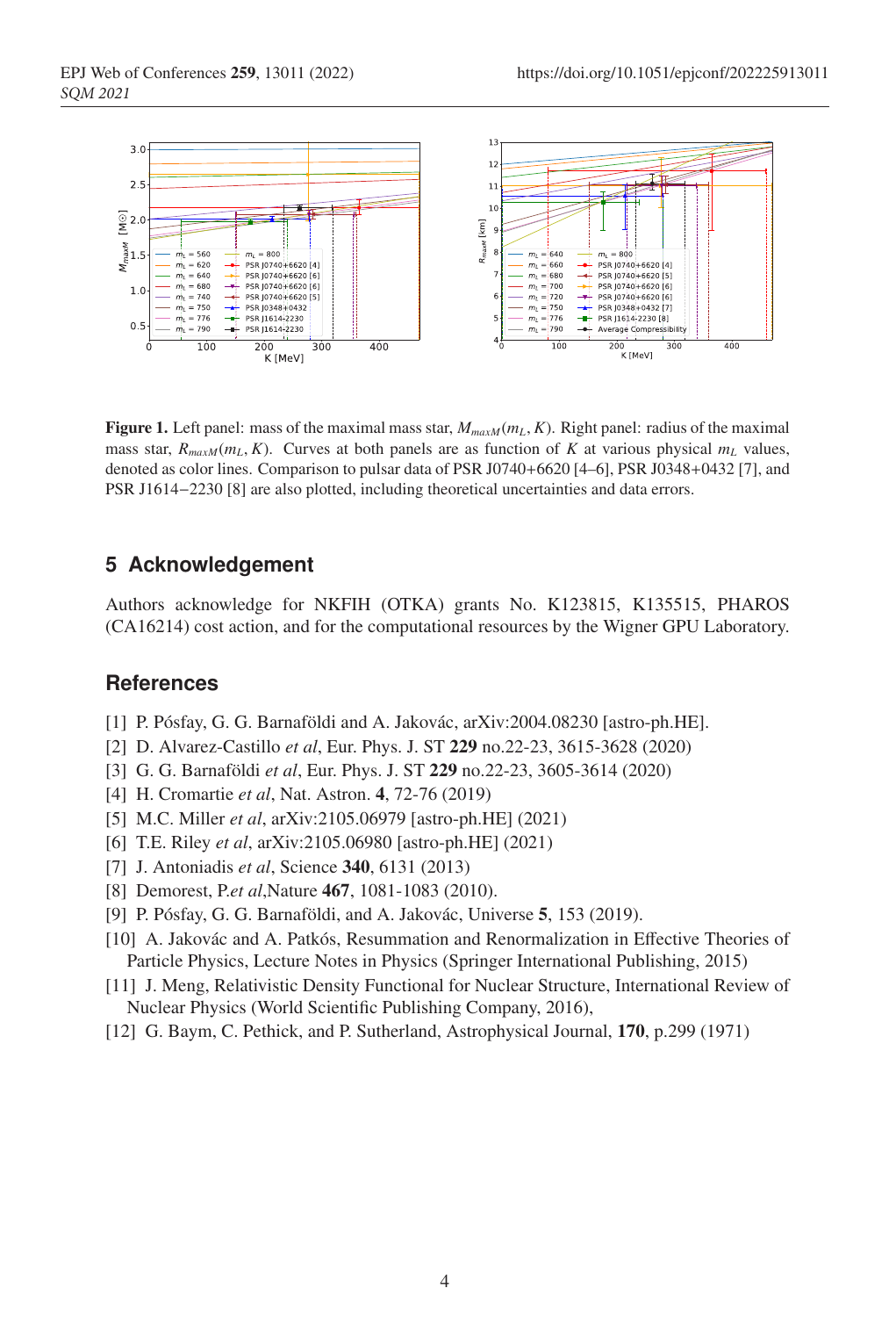3.0
2.5
2.0
1.5
1.0
0.5
$M_{maxM}$ [M☉]
0
100
200
300
400
K [MeV]
$m_L$ = 560
$m_L$ = 620
$m_L$ = 640
$m_L$ = 680
$m_L$ = 740
$m_L$ = 750
$m_L$ = 776
$m_L$ = 790
$m_L$ = 800
PSR J0740+6620 [4]
PSR J0740+6620 [6]
PSR J0740+6620 [6]
PSR J0740+6620 [5]
PSR J0348+0432
PSR J1614-2230
PSR J1614-2230

13
12
11
10
9
8
7
6
5
4
$R_{maxM}$ [km]
0
100
200
300
400
K [MeV]
$m_L$ = 640
$m_L$ = 660
$m_L$ = 680
$m_L$ = 700
$m_L$ = 720
$m_L$ = 750
$m_L$ = 776
$m_L$ = 790
$m_L$ = 800
PSR J0740+6620 [4]
PSR J0740+6620 [5]
PSR J0740+6620 [6]
PSR J0740+6620 [6]
PSR J0348+0432 [7]
PSR J1614-2230 [8]
Average Compressibility

**Figure 1.** Left panel: mass of the maximal mass star, $M_{maxM}(m_L, K)$. Right panel: radius of the maximal mass star, $R_{maxM}(m_L, K)$. Curves at both panels are as function of $K$ at various physical $m_L$ values, denoted as color lines. Comparison to pulsar data of PSR J0740+6620 [4–6], PSR J0348+0432 [7], and PSR J1614−2230 [8] are also plotted, including theoretical uncertainties and data errors.

## 5 Acknowledgement

Authors acknowledge for NKFIH (OTKA) grants No. K123815, K135515, PHAROS (CA16214) cost action, and for the computational resources by the Wigner GPU Laboratory.

## References

[1] P. Pósfay, G. G. Barnaföldi and A. Jakovác, arXiv:2004.08230 [astro-ph.HE].

[2] D. Alvarez-Castillo *et al*, Eur. Phys. J. ST **229** no.22-23, 3615-3628 (2020)

[3] G. G. Barnaföldi *et al*, Eur. Phys. J. ST **229** no.22-23, 3605-3614 (2020)

[4] H. Cromartie *et al*, Nat. Astron. **4**, 72-76 (2019)

[5] M.C. Miller *et al*, arXiv:2105.06979 [astro-ph.HE] (2021)

[6] T.E. Riley *et al*, arXiv:2105.06980 [astro-ph.HE] (2021)

[7] J. Antoniadis *et al*, Science **340**, 6131 (2013)

[8] Demorest, P.*et al*,Nature **467**, 1081-1083 (2010).

[9] P. Pósfay, G. G. Barnaföldi, and A. Jakovác, Universe **5**, 153 (2019).

[10] A. Jakovác and A. Patkós, Resummation and Renormalization in Effective Theories of Particle Physics, Lecture Notes in Physics (Springer International Publishing, 2015)

[11] J. Meng, Relativistic Density Functional for Nuclear Structure, International Review of Nuclear Physics (World Scientific Publishing Company, 2016),

[12] G. Baym, C. Pethick, and P. Sutherland, Astrophysical Journal, **170**, p.299 (1971)